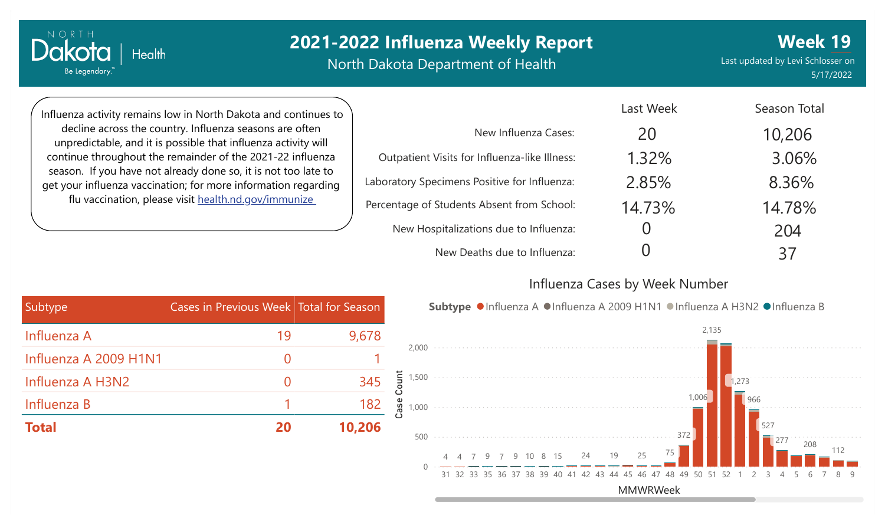# 2021-2022 Influenza Weekly Report

North Dakota Department of Health

**Week 19**

Last updated by Levi Schlosser on 5/17/2022

Influenza activity remains low in North Dakota and continues to decline across the country. Influenza seasons are often unpredictable, and it is possible that influenza activity will continue throughout the remainder of the 2021-22 influenza season. If you have not already done so, it is not too late to get your influenza vaccination; for more information regarding flu vaccination, please visit health.nd.gov/immunize

| | Last Week | Season Total |
|---|---|---|
| New Influenza Cases: | 20 | 10,206 |
| Outpatient Visits for Influenza-like Illness: | 1.32% | 3.06% |
| Laboratory Specimens Positive for Influenza: | 2.85% | 8.36% |
| Percentage of Students Absent from School: | 14.73% | 14.78% |
| New Hospitalizations due to Influenza: | 0 | 204 |
| New Deaths due to Influenza: | 0 | 37 |

| Subtype | Cases in Previous Week | Total for Season |
|---|---|---|
| Influenza A | 19 | 9,678 |
| Influenza A 2009 H1N1 | 0 | 1 |
| Influenza A H3N2 | 0 | 345 |
| Influenza B | 1 | 182 |
| **Total** | **20** | **10,206** |

## Influenza Cases by Week Number

Subtype: Influenza A, Influenza A 2009 H1N1, Influenza A H3N2, Influenza B

| MMWRWeek | 31 | 32 | 33 | 35 | 36 | 37 | 38 | 39 | 40 | 41 | 42 | 43 | 44 | 45 | 46 | 47 | 48 | 49 | 50 | 51 | 52 | 1 | 2 | 3 | 4 | 5 | 6 | 7 | 8 | 9 |
|---|---|---|---|---|---|---|---|---|---|---|---|---|---|---|---|---|---|---|---|---|---|---|---|---|---|---|---|---|---|---|
| Case Count | 4 | 4 | 7 | 9 | 7 | 9 | 10 | 8 | 15 | | 24 | | 19 | | 25 | | 75 | 372 | 1,006 | 2,135 | | 1,273 | 966 | 527 | 277 | | 208 | | 112 | |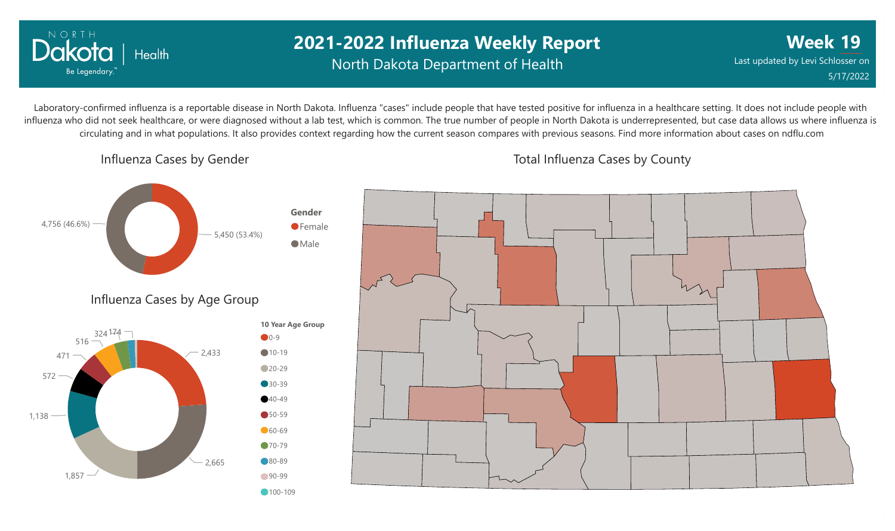# 2021-2022 Influenza Weekly Report

North Dakota Department of Health

**Week 19**

Last updated by Levi Schlosser on 5/17/2022

Laboratory-confirmed influenza is a reportable disease in North Dakota. Influenza "cases" include people that have tested positive for influenza in a healthcare setting. It does not include people with influenza who did not seek healthcare, or were diagnosed without a lab test, which is common. The true number of people in North Dakota is underrepresented, but case data allows us where influenza is circulating and in what populations. It also provides context regarding how the current season compares with previous seasons. Find more information about cases on ndflu.com

## Influenza Cases by Gender

| Gender | Cases |
|---|---|
| Female | 5,450 (53.4%) |
| Male | 4,756 (46.6%) |

## Influenza Cases by Age Group

| 10 Year Age Group | Cases |
|---|---|
| 0-9 | 2,433 |
| 10-19 | 2,665 |
| 20-29 | 1,857 |
| 30-39 | 1,138 |
| 40-49 | 572 |
| 50-59 | 471 |
| 60-69 | 516 |
| 70-79 | 324 |
| 80-89 | 174 |
| 90-99 | |
| 100-109 | |

## Total Influenza Cases by County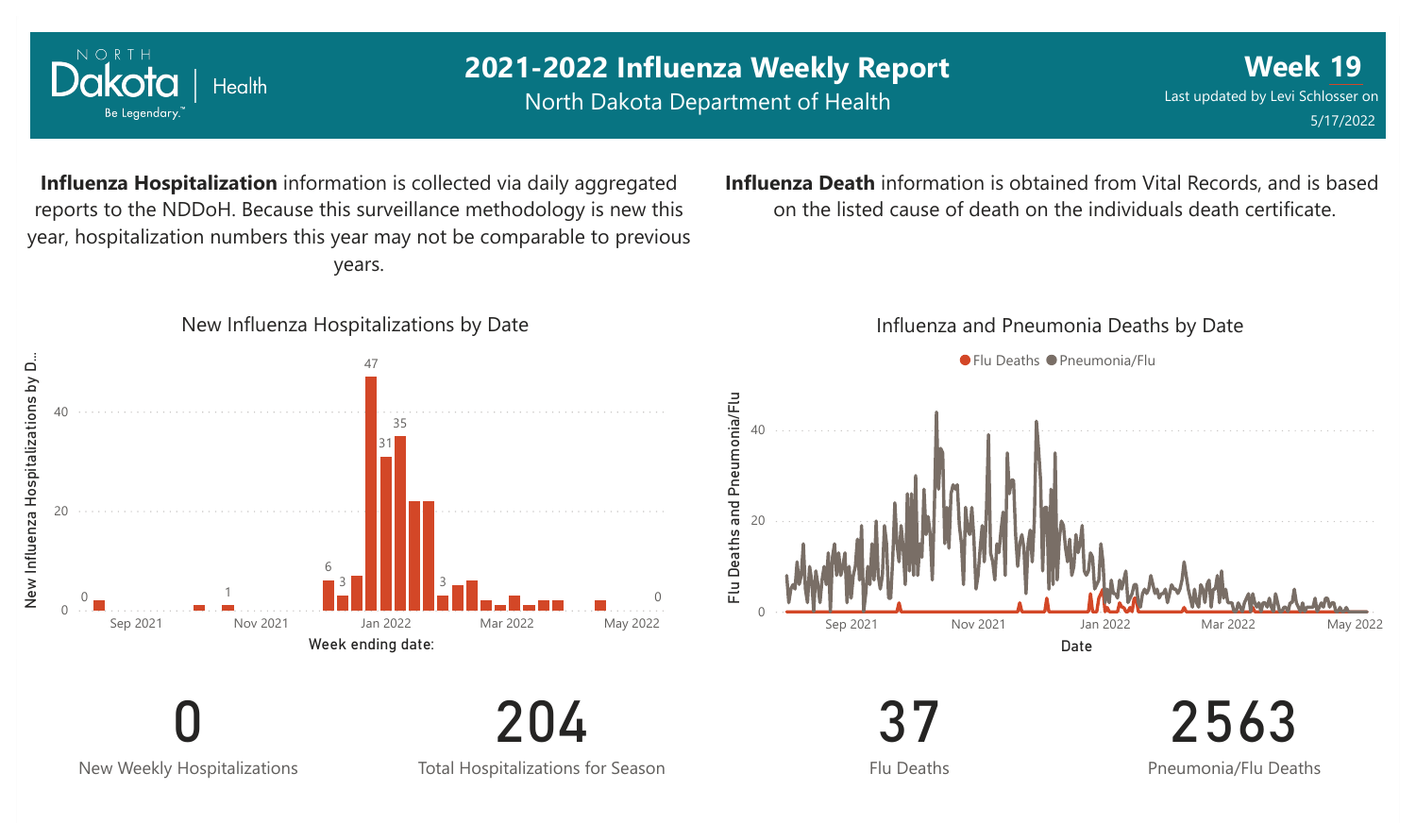# 2021-2022 Influenza Weekly Report

North Dakota Department of Health

**Week 19**

Last updated by Levi Schlosser on 5/17/2022

**Influenza Hospitalization** information is collected via daily aggregated reports to the NDDoH. Because this surveillance methodology is new this year, hospitalization numbers this year may not be comparable to previous years.

**Influenza Death** information is obtained from Vital Records, and is based on the listed cause of death on the individuals death certificate.

New Influenza Hospitalizations by Date

Influenza and Pneumonia Deaths by Date

**0**
New Weekly Hospitalizations

**204**
Total Hospitalizations for Season

**37**
Flu Deaths

**2563**
Pneumonia/Flu Deaths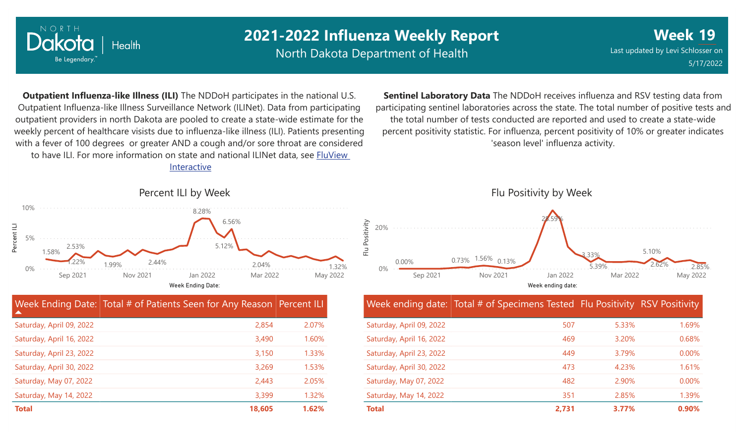# 2021-2022 Influenza Weekly Report

North Dakota Department of Health

**Week 19**

Last updated by Levi Schlosser on 5/17/2022

**Outpatient Influenza-like Illness (ILI)** The NDDoH participates in the national U.S. Outpatient Influenza-like Illness Surveillance Network (ILINet). Data from participating outpatient providers in north Dakota are pooled to create a state-wide estimate for the weekly percent of healthcare visists due to influenza-like illness (ILI). Patients presenting with a fever of 100 degrees or greater AND a cough and/or sore throat are considered to have ILI. For more information on state and national ILINet data, see FluView Interactive

**Sentinel Laboratory Data** The NDDoH receives influenza and RSV testing data from participating sentinel laboratories across the state. The total number of positive tests and the total number of tests conducted are reported and used to create a state-wide percent positivity statistic. For influenza, percent positivity of 10% or greater indicates 'season level' influenza activity.

## Percent ILI by Week

| Week Ending Date: | Total # of Patients Seen for Any Reason | Percent ILI |
|---|---|---|
| Saturday, April 09, 2022 | 2,854 | 2.07% |
| Saturday, April 16, 2022 | 3,490 | 1.60% |
| Saturday, April 23, 2022 | 3,150 | 1.33% |
| Saturday, April 30, 2022 | 3,269 | 1.53% |
| Saturday, May 07, 2022 | 2,443 | 2.05% |
| Saturday, May 14, 2022 | 3,399 | 1.32% |
| **Total** | **18,605** | **1.62%** |

## Flu Positivity by Week

| Week ending date: | Total # of Specimens Tested | Flu Positivity | RSV Positivity |
|---|---|---|---|
| Saturday, April 09, 2022 | 507 | 5.33% | 1.69% |
| Saturday, April 16, 2022 | 469 | 3.20% | 0.68% |
| Saturday, April 23, 2022 | 449 | 3.79% | 0.00% |
| Saturday, April 30, 2022 | 473 | 4.23% | 1.61% |
| Saturday, May 07, 2022 | 482 | 2.90% | 0.00% |
| Saturday, May 14, 2022 | 351 | 2.85% | 1.39% |
| **Total** | **2,731** | **3.77%** | **0.90%** |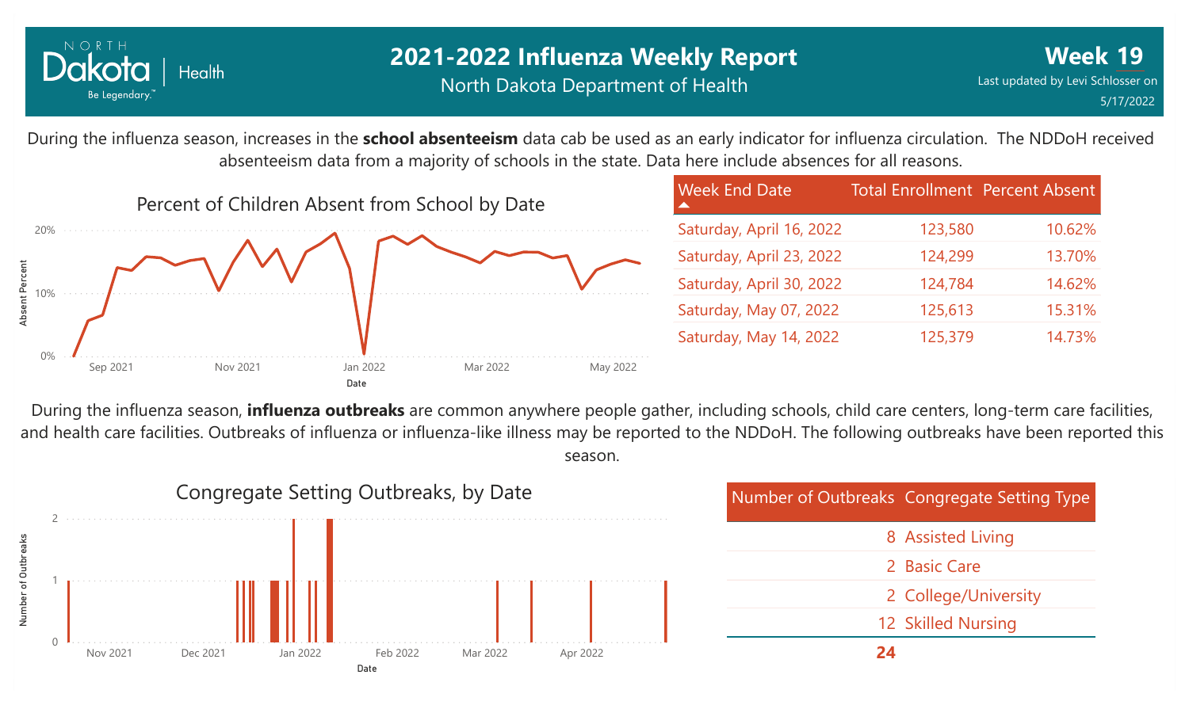# 2021-2022 Influenza Weekly Report

North Dakota Department of Health

**Week 19**

Last updated by Levi Schlosser on 5/17/2022

During the influenza season, increases in the **school absenteeism** data cab be used as an early indicator for influenza circulation. The NDDoH received absenteeism data from a majority of schools in the state. Data here include absences for all reasons.

Percent of Children Absent from School by Date

| Week End Date | Total Enrollment | Percent Absent |
|---|---|---|
| Saturday, April 16, 2022 | 123,580 | 10.62% |
| Saturday, April 23, 2022 | 124,299 | 13.70% |
| Saturday, April 30, 2022 | 124,784 | 14.62% |
| Saturday, May 07, 2022 | 125,613 | 15.31% |
| Saturday, May 14, 2022 | 125,379 | 14.73% |

During the influenza season, **influenza outbreaks** are common anywhere people gather, including schools, child care centers, long-term care facilities, and health care facilities. Outbreaks of influenza or influenza-like illness may be reported to the NDDoH. The following outbreaks have been reported this season.

Congregate Setting Outbreaks, by Date

| Number of Outbreaks | Congregate Setting Type |
|---|---|
| 8 | Assisted Living |
| 2 | Basic Care |
| 2 | College/University |
| 12 | Skilled Nursing |
| **24** | |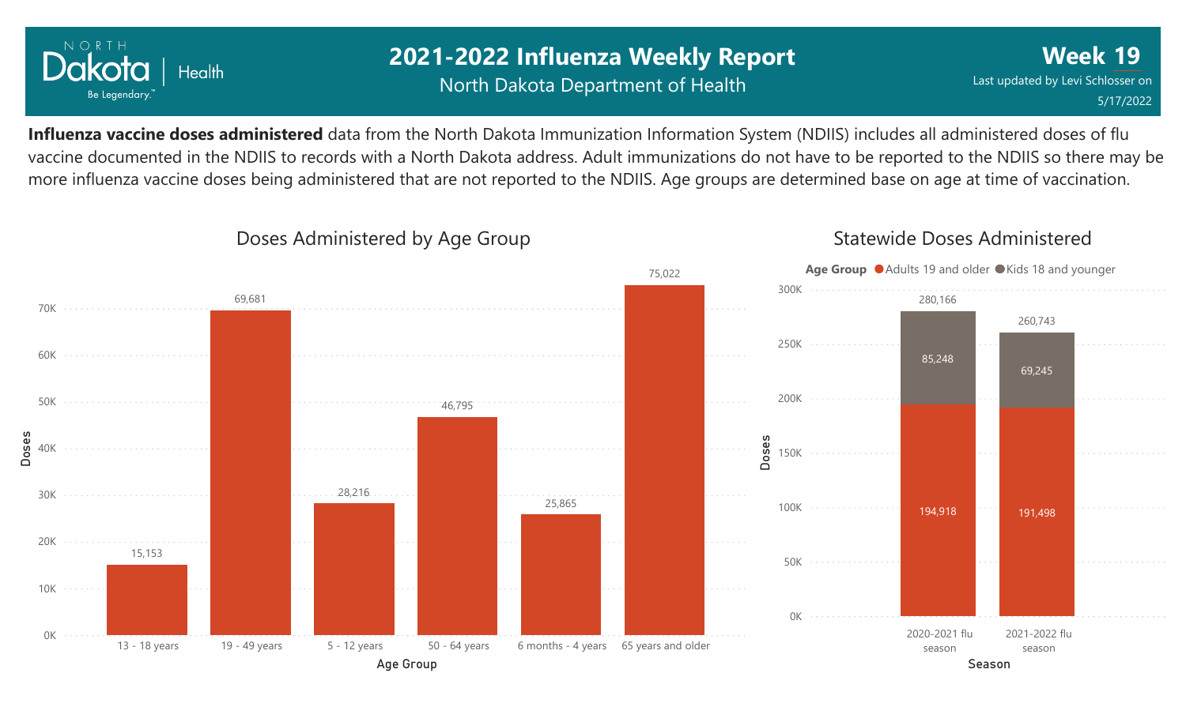# 2021-2022 Influenza Weekly Report

North Dakota Department of Health

**Week 19**

Last updated by Levi Schlosser on 5/17/2022

**Influenza vaccine doses administered** data from the North Dakota Immunization Information System (NDIIS) includes all administered doses of flu vaccine documented in the NDIIS to records with a North Dakota address. Adult immunizations do not have to be reported to the NDIIS so there may be more influenza vaccine doses being administered that are not reported to the NDIIS. Age groups are determined base on age at time of vaccination.

## Doses Administered by Age Group

| Age Group | Doses |
|---|---|
| 13 - 18 years | 15,153 |
| 19 - 49 years | 69,681 |
| 5 - 12 years | 28,216 |
| 50 - 64 years | 46,795 |
| 6 months - 4 years | 25,865 |
| 65 years and older | 75,022 |

## Statewide Doses Administered

| Season | Adults 19 and older | Kids 18 and younger | Total |
|---|---|---|---|
| 2020-2021 flu season | 194,918 | 85,248 | 280,166 |
| 2021-2022 flu season | 191,498 | 69,245 | 260,743 |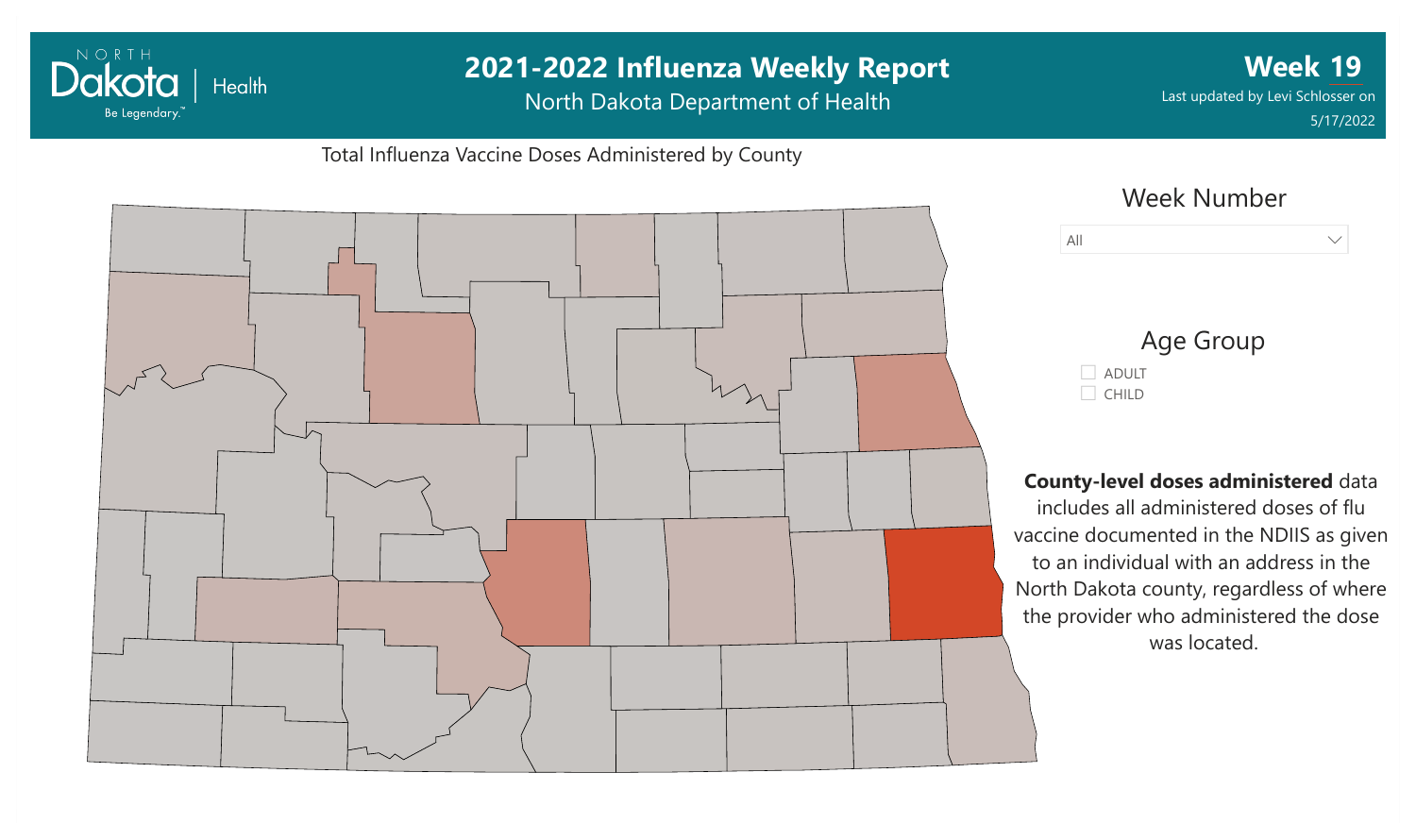# 2021-2022 Influenza Weekly Report

North Dakota Department of Health

**Week 19**

Last updated by Levi Schlosser on 5/17/2022

Total Influenza Vaccine Doses Administered by County

Week Number

All

Age Group

- ADULT
- CHILD

**County-level doses administered** data includes all administered doses of flu vaccine documented in the NDIIS as given to an individual with an address in the North Dakota county, regardless of where the provider who administered the dose was located.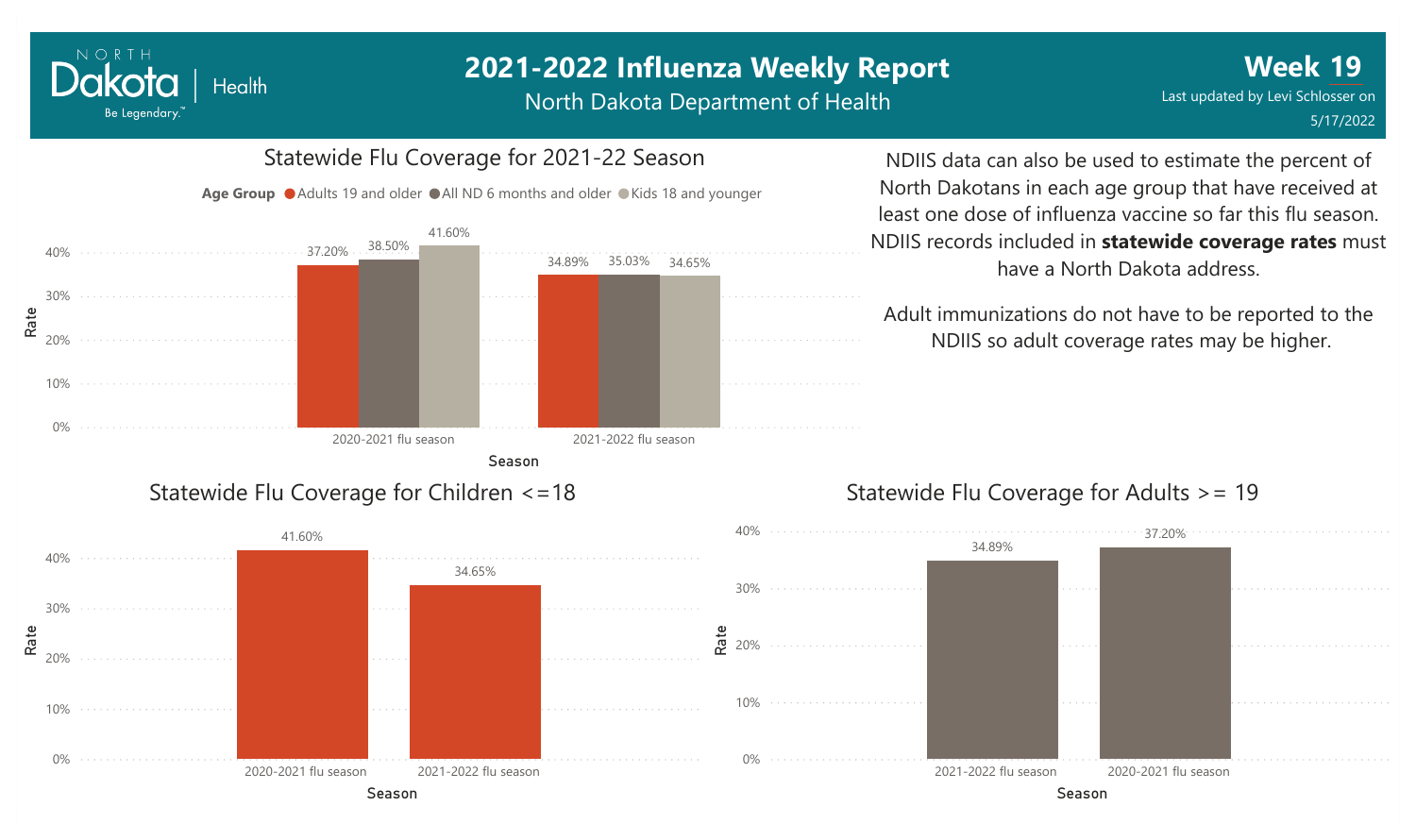# 2021-2022 Influenza Weekly Report

North Dakota Department of Health

**Week 19**

Last updated by Levi Schlosser on 5/17/2022

## Statewide Flu Coverage for 2021-22 Season

| Season | Adults 19 and older | All ND 6 months and older | Kids 18 and younger |
|---|---|---|---|
| 2020-2021 flu season | 37.20% | 38.50% | 41.60% |
| 2021-2022 flu season | 34.89% | 35.03% | 34.65% |

NDIIS data can also be used to estimate the percent of North Dakotans in each age group that have received at least one dose of influenza vaccine so far this flu season. NDIIS records included in **statewide coverage rates** must have a North Dakota address.

Adult immunizations do not have to be reported to the NDIIS so adult coverage rates may be higher.

## Statewide Flu Coverage for Children <=18

| Season | Rate |
|---|---|
| 2020-2021 flu season | 41.60% |
| 2021-2022 flu season | 34.65% |

## Statewide Flu Coverage for Adults >= 19

| Season | Rate |
|---|---|
| 2021-2022 flu season | 34.89% |
| 2020-2021 flu season | 37.20% |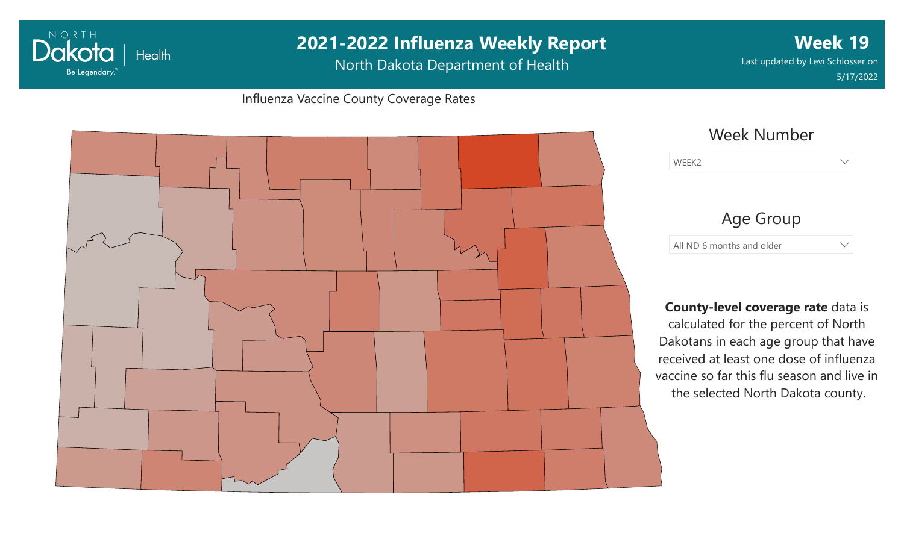# 2021-2022 Influenza Weekly Report

North Dakota Department of Health

**Week 19**

Last updated by Levi Schlosser on 5/17/2022

Influenza Vaccine County Coverage Rates

Week Number

WEEK2

Age Group

All ND 6 months and older

**County-level coverage rate** data is calculated for the percent of North Dakotans in each age group that have received at least one dose of influenza vaccine so far this flu season and live in the selected North Dakota county.